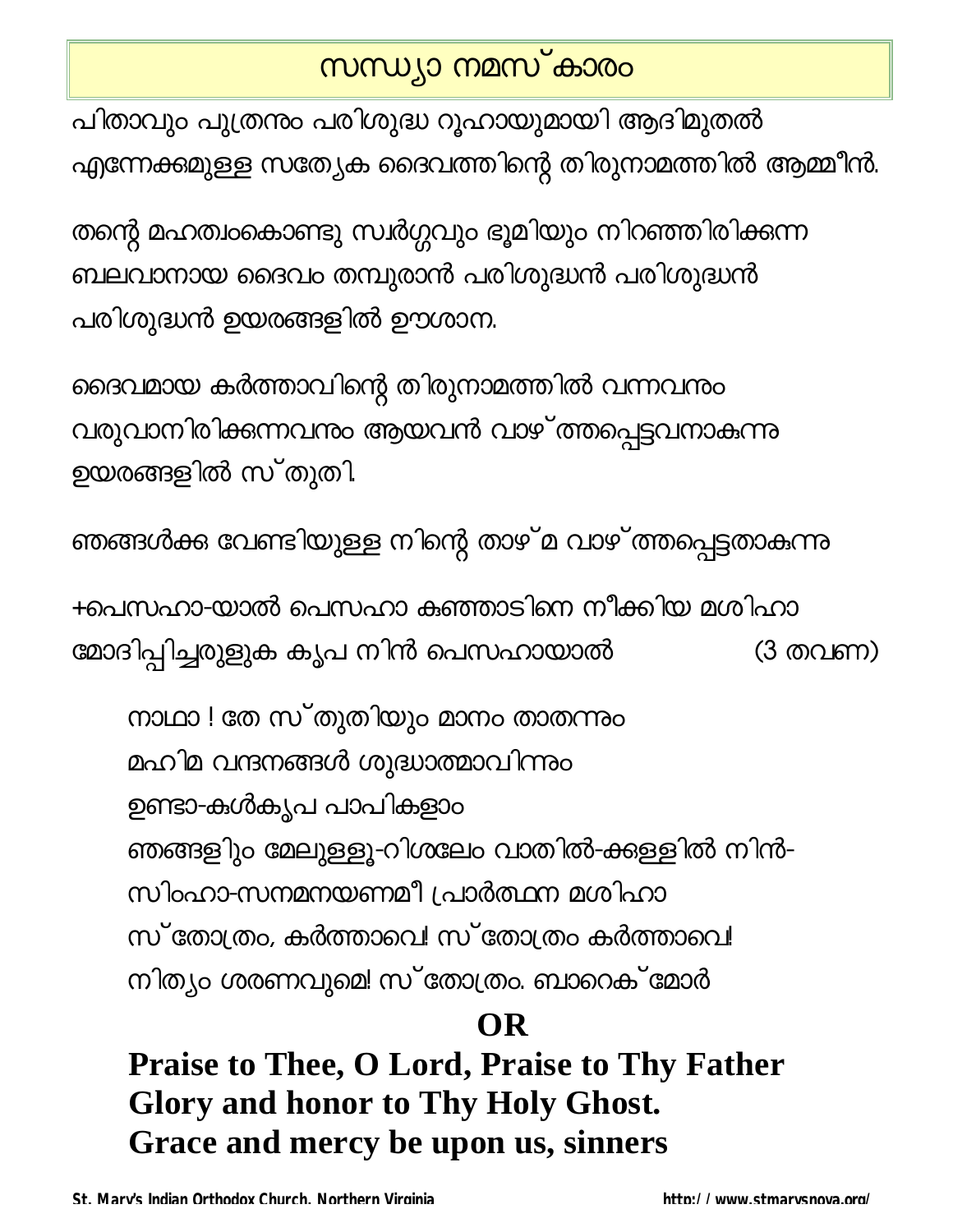# സന്ധ്യാ നമസ്കാരം

പിതാവും പുത്രനും പരിശുദ്ധ റൂഹായുമായി ആദിമുതൽ എന്നേക്കമുള്ള സത്യേക ദൈവത്തിന്റെ തിരുനാമത്തിൽ ആമ്മീൻ.

തന്റെ മഹത്വംകൊണ്ടു സ്വർഗ്ഗവും ഭൂമിയും നിറഞ്ഞിരിക്കുന്ന ബലവാനായ ദൈവം തമ്പുരാൻ പരിശുദ്ധൻ പരിശുദ്ധൻ പരിശുദ്ധൻ ഉയരങ്ങളിൽ ഊശാന.

ദൈവമായ കർത്താവിന്റെ തിരുനാമത്തിൽ വന്നവനും വരുവാനിരിക്കുന്നവനും ആയവൻ വാഴ്ത്തപ്പെട്ടവനാകുന്നു ഉയരങ്ങളിൽ സ്തുതി.

ഞങ്ങൾക്കു വേണ്ടിയുള്ള നിന്റെ താഴ്മ വാഴ്ത്തപ്പെട്ടതാകുന്നു

+പെസഹാ-യാൽ പെസഹാ കുഞ്ഞാടിനെ നീക്കിയ മശിഹാ മോദിപ്പിച്ചരുളുക കൃപ നിൻ പെസഹായാൽ (3 തവണ)

നാഥാ ! തേ സ്തുതിയും മാനം താതന്നും
മഹിമ വന്ദനങ്ങൾ ശുദ്ധാത്മാവിന്നും
ഉണ്ടാ-കുൾകൃപ പാപികളാം
ഞങ്ങളിും മേലുള്ളൂ-റിശ്ലേം വാതിൽ-ക്കള്ളിൽ നിൻ-
സിംഹാ-സനമനയണമീ പ്രാർത്ഥന മശിഹാ
സ്തോത്രം, കർത്താവെ! സ്തോത്രം കർത്താവെ!
നിത്യം ശരണവുമെ! സ്തോത്രം. ബാറെക്മോർ

**OR**

**Praise to Thee, O Lord, Praise to Thy Father**
**Glory and honor to Thy Holy Ghost.**
**Grace and mercy be upon us, sinners**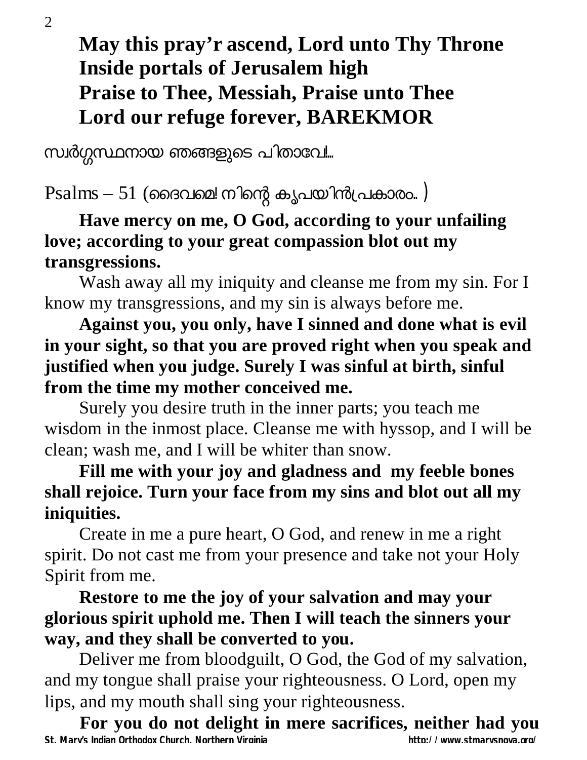**May this pray'r ascend, Lord unto Thy Throne**
**Inside portals of Jerusalem high**
**Praise to Thee, Messiah, Praise unto Thee**
**Lord our refuge forever, BAREKMOR**

സ്വർഗ്ഗസ്ഥനായ ഞങ്ങളുടെ പിതാവേ!...

Psalms – 51 (ദൈവമെ! നിന്റെ കൃപയിൻപ്രകാരം.. )

**Have mercy on me, O God, according to your unfailing love; according to your great compassion blot out my transgressions.**

Wash away all my iniquity and cleanse me from my sin. For I know my transgressions, and my sin is always before me.

**Against you, you only, have I sinned and done what is evil in your sight, so that you are proved right when you speak and justified when you judge. Surely I was sinful at birth, sinful from the time my mother conceived me.**

Surely you desire truth in the inner parts; you teach me wisdom in the inmost place. Cleanse me with hyssop, and I will be clean; wash me, and I will be whiter than snow.

**Fill me with your joy and gladness and my feeble bones shall rejoice. Turn your face from my sins and blot out all my iniquities.**

Create in me a pure heart, O God, and renew in me a right spirit. Do not cast me from your presence and take not your Holy Spirit from me.

**Restore to me the joy of your salvation and may your glorious spirit uphold me. Then I will teach the sinners your way, and they shall be converted to you.**

Deliver me from bloodguilt, O God, the God of my salvation, and my tongue shall praise your righteousness. O Lord, open my lips, and my mouth shall sing your righteousness.

**For you do not delight in mere sacrifices, neither had you**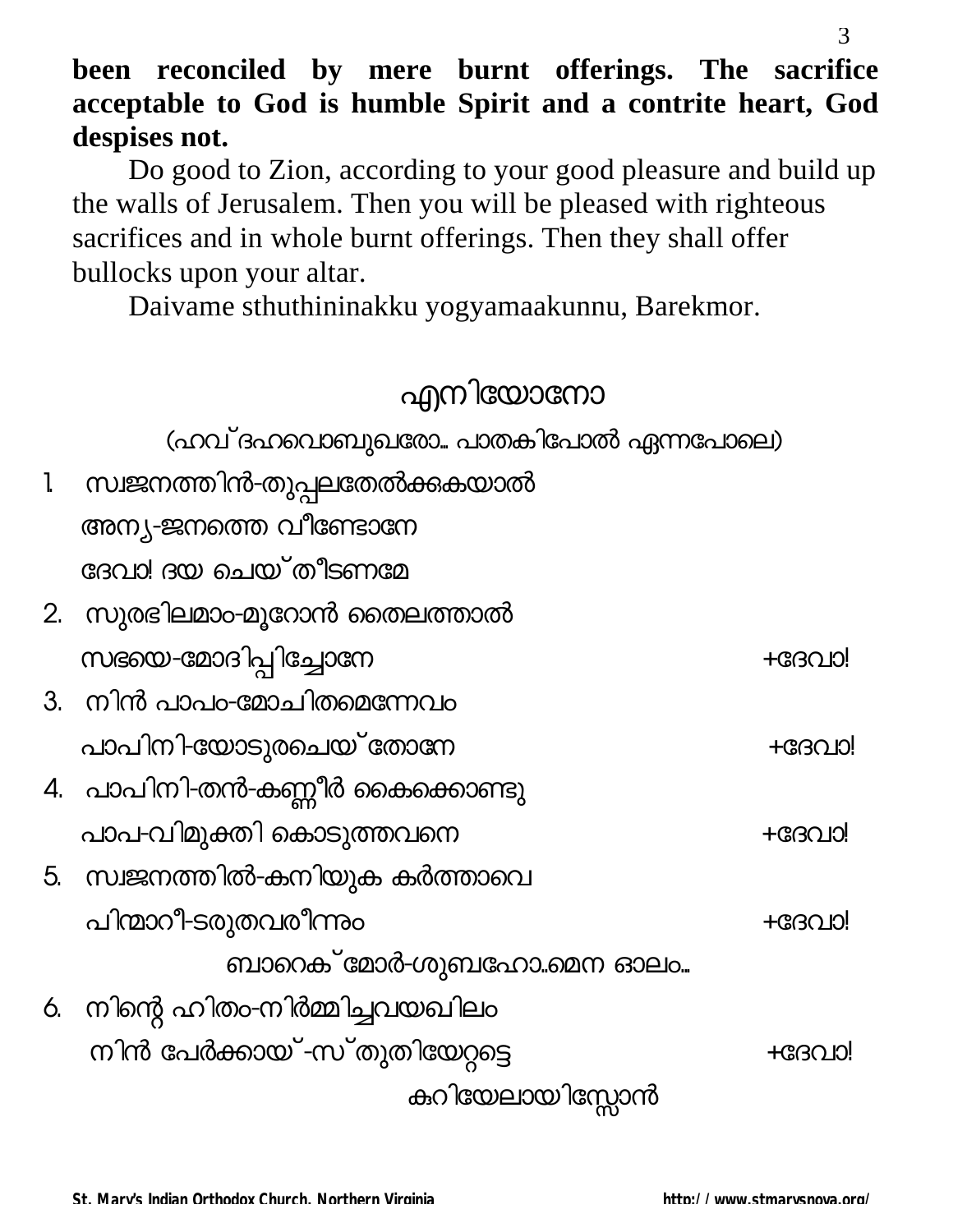**been reconciled by mere burnt offerings. The sacrifice acceptable to God is humble Spirit and a contrite heart, God despises not.**

Do good to Zion, according to your good pleasure and build up the walls of Jerusalem. Then you will be pleased with righteous sacrifices and in whole burnt offerings. Then they shall offer bullocks upon your altar.

Daivame sthuthininakku yogyamaakunnu, Barekmor.

## എനിയോനോ

(ഹവ്ദഹവൊബുഖരോ.. പാതകിപോൽ എന്നപോലെ)

1. സ്വജനത്തിൻ-തുപ്പലതേൽക്കകയാൽ
   അന്യ-ജനത്തെ വീണ്ടോനേ
   ദേവാ! ദയ ചെയ്തീടണമേ
2. സുരഭിലമാം-മൂറോൻ തൈലത്താൽ
   സഭയെ-മോദിപ്പിച്ചോനേ +ദേവാ!
3. നിൻ പാപം-മോചിതമെന്നേവം
   പാപിനി-യോടുരചെയ്തോനേ +ദേവാ!
4. പാപിനി-തൻ-കണ്ണീർ കൈക്കൊണ്ടു
   പാപ-വിമുക്തി കൊടുത്തവനെ +ദേവാ!
5. സ്വജനത്തിൽ-കനിയുക കർത്താവെ
   പിന്മാറീ-ടരുതവരീന്നും +ദേവാ!

   ബാറെക്മോർ-ശുബഹോ..മെന ഓലം..

6. നിന്റെ ഹിതം-നിർമ്മിച്ചവയഖിലം
   നിൻ പേർക്കായ്-സ്തുതിയേറ്റട്ടെ +ദേവാ!

   കുറിയേലായിസ്സോൻ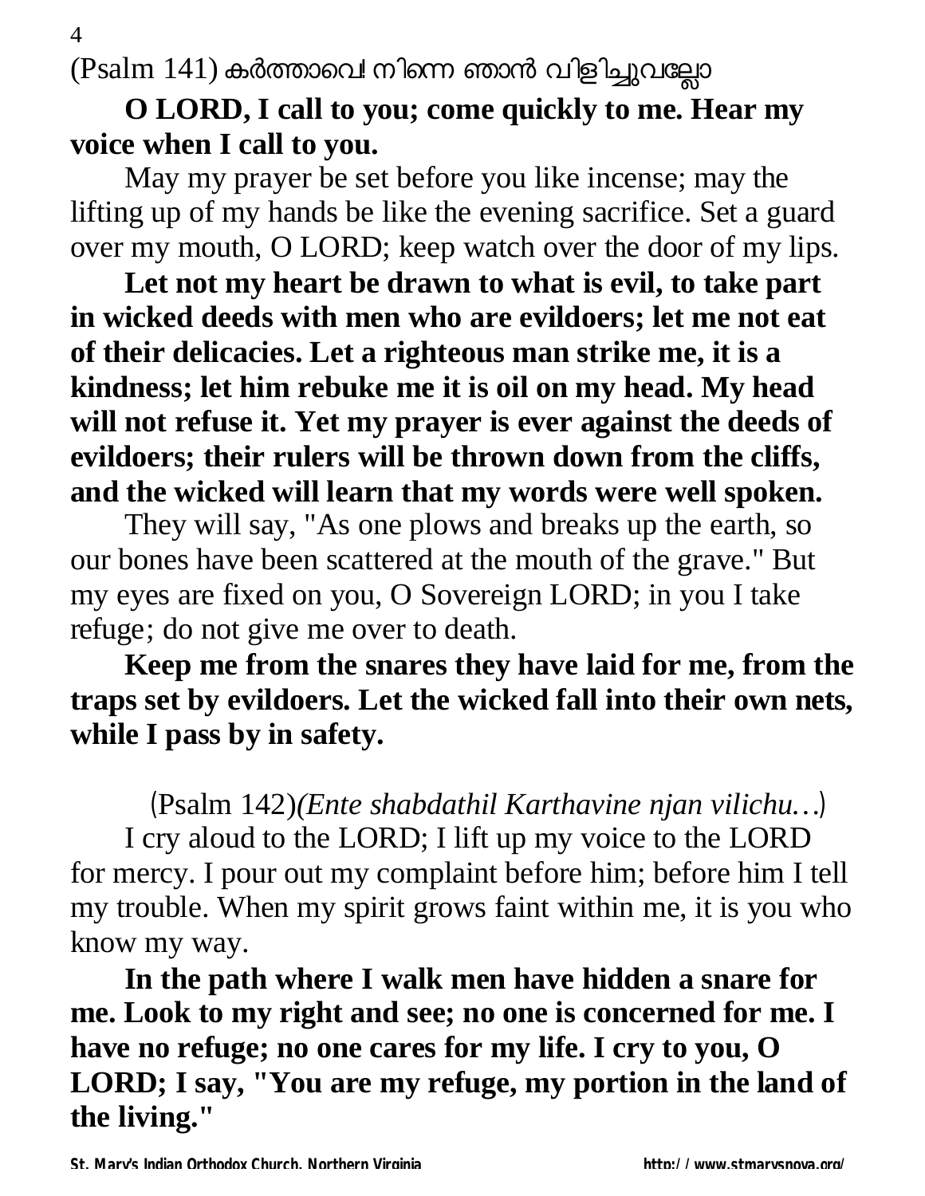(Psalm 141) കർത്താവെ! നിന്നെ ഞാൻ വിളിച്ചുവല്ലോ

**O LORD, I call to you; come quickly to me. Hear my voice when I call to you.**

May my prayer be set before you like incense; may the lifting up of my hands be like the evening sacrifice. Set a guard over my mouth, O LORD; keep watch over the door of my lips.

**Let not my heart be drawn to what is evil, to take part in wicked deeds with men who are evildoers; let me not eat of their delicacies. Let a righteous man strike me, it is a kindness; let him rebuke me it is oil on my head. My head will not refuse it. Yet my prayer is ever against the deeds of evildoers; their rulers will be thrown down from the cliffs, and the wicked will learn that my words were well spoken.**

They will say, "As one plows and breaks up the earth, so our bones have been scattered at the mouth of the grave." But my eyes are fixed on you, O Sovereign LORD; in you I take refuge; do not give me over to death.

**Keep me from the snares they have laid for me, from the traps set by evildoers. Let the wicked fall into their own nets, while I pass by in safety.**

(Psalm 142)*(Ente shabdathil Karthavine njan vilichu…)*

I cry aloud to the LORD; I lift up my voice to the LORD for mercy. I pour out my complaint before him; before him I tell my trouble. When my spirit grows faint within me, it is you who know my way.

**In the path where I walk men have hidden a snare for me. Look to my right and see; no one is concerned for me. I have no refuge; no one cares for my life. I cry to you, O LORD; I say, "You are my refuge, my portion in the land of the living."**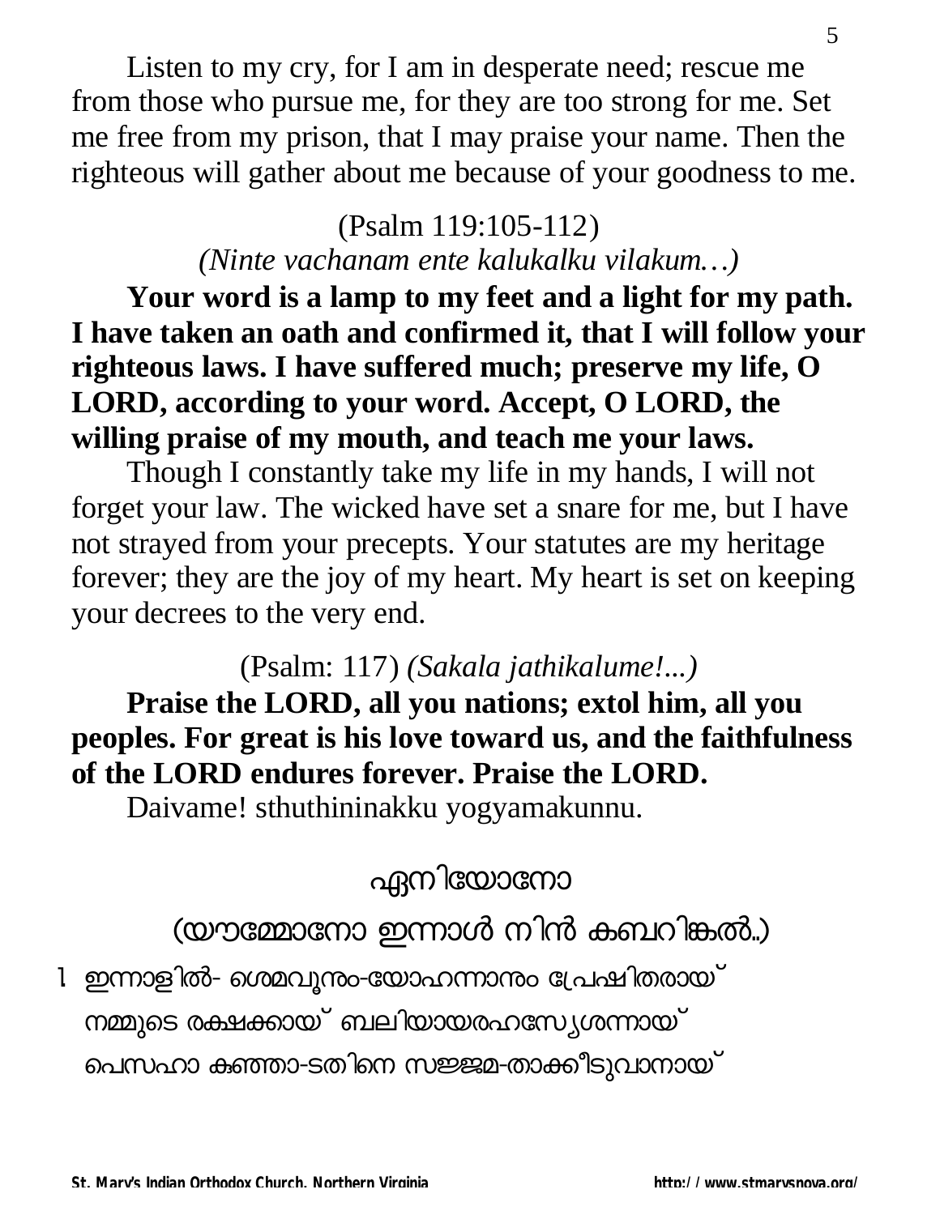Listen to my cry, for I am in desperate need; rescue me from those who pursue me, for they are too strong for me. Set me free from my prison, that I may praise your name. Then the righteous will gather about me because of your goodness to me.

(Psalm 119:105-112)
*(Ninte vachanam ente kalukalku vilakum…)*

**Your word is a lamp to my feet and a light for my path. I have taken an oath and confirmed it, that I will follow your righteous laws. I have suffered much; preserve my life, O LORD, according to your word. Accept, O LORD, the willing praise of my mouth, and teach me your laws.**

Though I constantly take my life in my hands, I will not forget your law. The wicked have set a snare for me, but I have not strayed from your precepts. Your statutes are my heritage forever; they are the joy of my heart. My heart is set on keeping your decrees to the very end.

(Psalm: 117) *(Sakala jathikalume!...)*

**Praise the LORD, all you nations; extol him, all you peoples. For great is his love toward us, and the faithfulness of the LORD endures forever. Praise the LORD.**

Daivame! sthuthininakku yogyamakunnu.

## ഏനിയോനോ

## (യൗമ്മോനോ ഇന്നാൾ നിൻ കബറിങ്കൽ..)

1. ഇന്നാളിൽ- ശെമവൂനും-യോഹന്നാനും പ്രേഷിതരായ്
   നമ്മുടെ രക്ഷക്കായ് ബലിയായരഹസ്യേശന്നായ്
   പെസഹാ കുഞ്ഞാ-ടതിനെ സജ്ജമ-താക്കീടുവാനായ്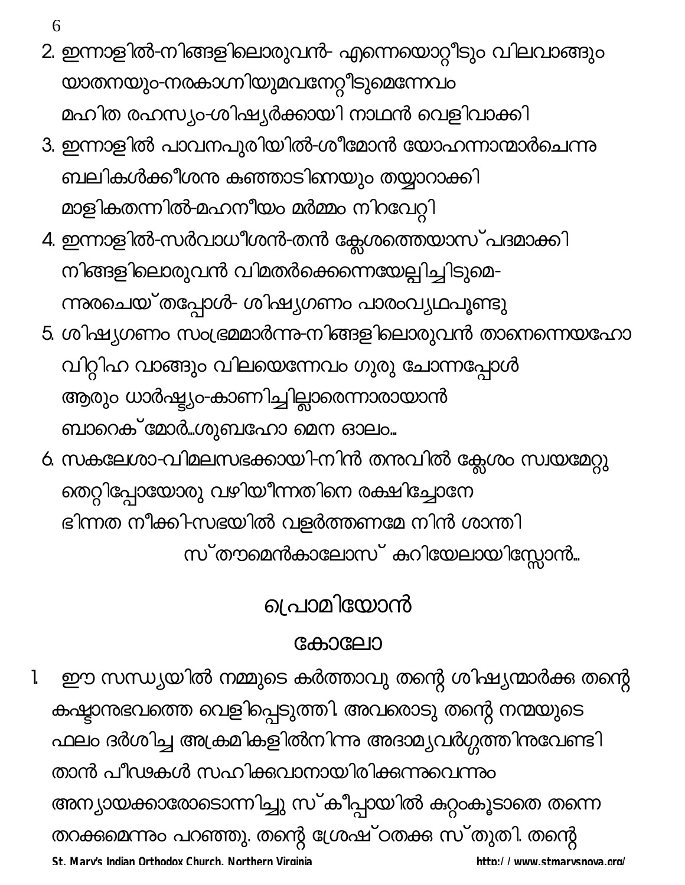2. ഇന്നാളിൽ-നിങ്ങളിലൊരുവൻ- എന്നെയൊറ്റീടും വിലവാങ്ങും
യാതനയും-നരകാഗ്നിയുമവനേറ്റീടുമെന്നേവം
മഹിത രഹസ്യം-ശിഷ്യർക്കായി നാഥൻ വെളിവാക്കി

3. ഇന്നാളിൽ പാവനപുരിയിൽ-ശീമോൻ യോഹന്നാന്മാർചെന്നു
ബലികൾക്കീശനു കുഞ്ഞാടിനെയും തയ്യാറാക്കി
മാളികതന്നിൽ-മഹനീയം മർമ്മം നിറവേറ്റി

4. ഇന്നാളിൽ-സർവാധീശൻ-തൻ ക്ലേശത്തെയാസ്പദമാക്കി
നിങ്ങളിലൊരുവൻ വിമതർക്കെന്നെയേല്പിച്ചിടുമെ-
ന്നുരചെയ്തപ്പോൾ- ശിഷ്യഗണം പാരംവ്യഥപൂണ്ടു

5. ശിഷ്യഗണം സംഭ്രമമാർന്നു-നിങ്ങളിലൊരുവൻ താനെന്നെയഹോ
വിറ്റിഹ വാങ്ങും വിലയെന്നേവം ഗുരു ചോന്നപ്പോൾ
ആരും ധാർഷ്ട്യം-കാണിച്ചില്ലാരെന്നാരായാൻ
ബാറെക്മോർ...ശുബഹോ മെന ഓലം...

6. സകലേശാ-വിമലസഭക്കായി-നിൻ തനുവിൽ ക്ലേശം സ്വയമേറ്റു
തെറ്റിപ്പോയോരു വഴിയീന്നതിനെ രക്ഷിച്ചോനേ
ഭിന്നത നീക്കി-സഭയിൽ വളർത്തണമേ നിൻ ശാന്തി
സ്തൗമെൻകാലോസ് കുറിയേലായിസ്സോൻ...

## പ്രൊമിയോൻ

## കോലോ

1. ഈ സന്ധ്യയിൽ നമ്മുടെ കർത്താവു തന്റെ ശിഷ്യന്മാർക്കു തന്റെ കഷ്ടാനുഭവത്തെ വെളിപ്പെടുത്തി. അവരൊടു തന്റെ നന്മയുടെ ഫലം ദർശിച്ച അക്രമികളിൽനിന്നു അദാമ്യവർഗ്ഗത്തിനുവേണ്ടി താൻ പീഢകൾ സഹിക്കുവാനായിരിക്കുന്നുവെന്നും അന്യായക്കാരോടൊന്നിച്ചു സ്കീപ്പായിൽ കുറ്റംകൂടാതെ തന്നെ തറക്കുമെന്നും പറഞ്ഞു. തന്റെ ശ്രേഷ്ഠതക്കു സ്തുതി. തന്റെ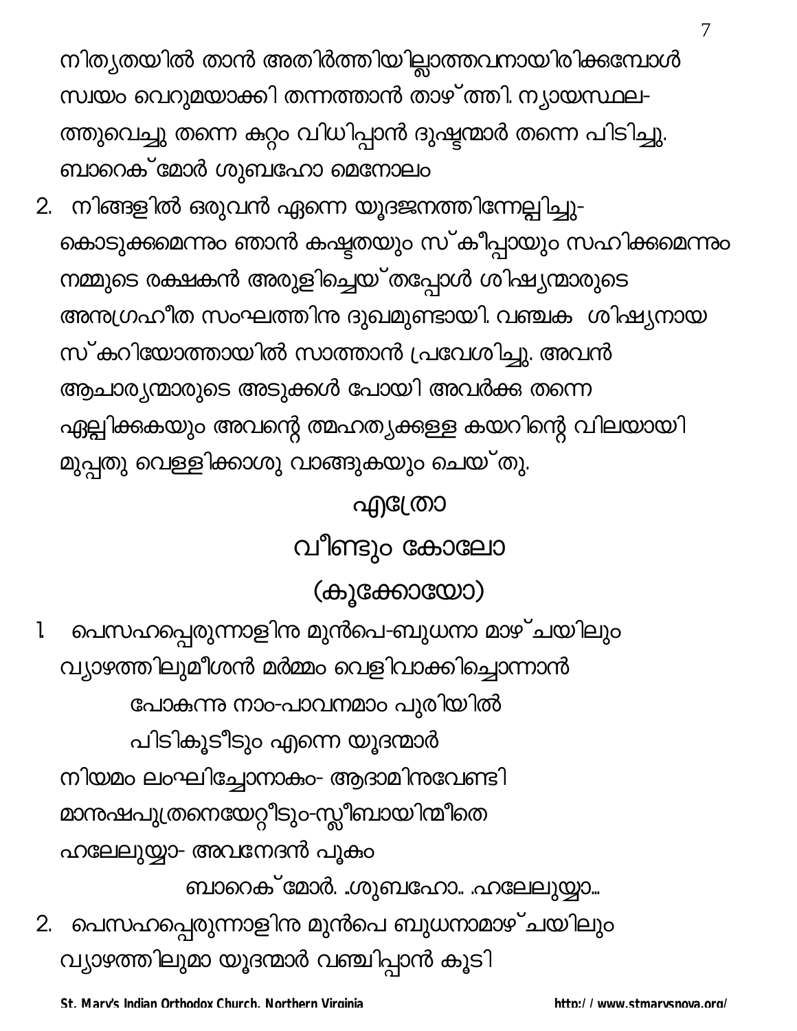നിത്യതയിൽ താൻ അതിർത്തിയില്ലാത്തവനായിരിക്കുമ്പോൾ സ്വയം വെറുമയാക്കി തന്നത്താൻ താഴ്ത്തി. ന്യായസ്ഥല-ത്തുവെച്ചു തന്നെ കുറ്റം വിധിപ്പാൻ ദുഷ്ടന്മാർ തന്നെ പിടിച്ചു.
ബാറെക്മോർ ശുബഹോ മെനോലം

2. നിങ്ങളിൽ ഒരുവൻ എന്നെ യൂദജനത്തിന്നേല്പിച്ചു-കൊടുക്കുമെന്നും ഞാൻ കഷ്ടതയും സ്കീപ്പായും സഹിക്കുമെന്നും നമ്മുടെ രക്ഷകൻ അരുളിച്ചെയ്തപ്പോൾ ശിഷ്യന്മാരുടെ അനുഗ്രഹീത സംഘത്തിനു ദുഖമുണ്ടായി. വഞ്ചക ശിഷ്യനായ സ്കറിയോത്തായിൽ സാത്താൻ പ്രവേശിച്ചു. അവൻ ആചാര്യന്മാരുടെ അടുക്കൾ പോയി അവർക്കു തന്നെ ഏല്പിക്കുകയും അവന്റെ ത്മഹത്യക്കുള്ള കയറിന്റെ വിലയായി മുപ്പതു വെള്ളിക്കാശു വാങ്ങുകയും ചെയ്തു.

## എത്രോ

## വീണ്ടും കോലോ

## (കൂക്കോയോ)

1. പെസഹപ്പെരുന്നാളിനു മുൻപെ-ബുധനാ മാഴ്ചയിലും
വ്യാഴത്തിലുമീശൻ മർമ്മം വെളിവാക്കിച്ചൊന്നാൻ
പോകുന്നു നാം-പാവനമാം പുരിയിൽ
പിടികൂടീടും എന്നെ യൂദന്മാർ
നിയമം ലംഘിച്ചോനാകും- ആദാമിനുവേണ്ടി
മാനുഷപുത്രനെയേറ്റീടും-സ്ലീബായിന്മീതെ
ഹലേലുയ്യാ- അവനേദൻ പൂകും
ബാറെക്മോർ. .ശുബഹോ.. .ഹലേലുയ്യാ...

2. പെസഹപ്പെരുന്നാളിനു മുൻപെ ബുധനാമാഴ്ചയിലും
വ്യാഴത്തിലുമാ യൂദന്മാർ വഞ്ചിപ്പാൻ കൂടി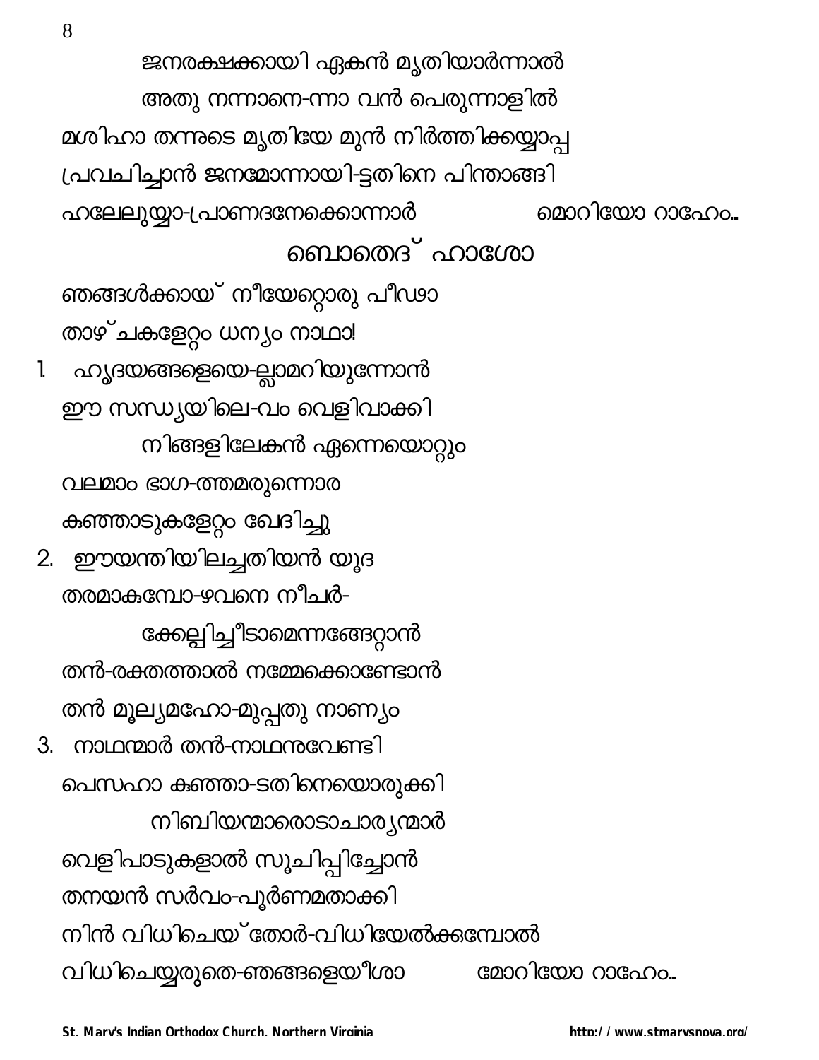ജനരക്ഷക്കായി ഏകൻ മൃതിയാർന്നാൽ

അതു നന്നാനെ-ന്നാ വൻ പെരുന്നാളിൽ

മശിഹാ തന്നുടെ മൃതിയേ മുൻ നിർത്തിക്കയ്യാപ്പ

പ്രവചിച്ചാൻ ജനമോന്നായി-ട്ടതിനെ പിന്താങ്ങി

ഹലേലുയ്യാ-പ്രാണദനേക്കൊന്നാർ                    മൊറിയോ റാഹേം...

## ബൊതെദ് ഹാശോ

ഞങ്ങൾക്കായ് നീയേറ്റൊരു പീഢാ

താഴ്ചകളേറ്റം ധന്യം നാഥാ!

1. ഹൃദയങ്ങളെയെ-ല്ലാമറിയുന്നോൻ
   ഈ സന്ധ്യയിലെ-വം വെളിവാക്കി
   നിങ്ങളിലേകൻ ഏന്നെയൊറ്റും
   വലമാം ഭാഗ-ത്തമരുന്നൊര
   കുഞ്ഞാടുകളേറ്റം ഖേദിച്ചു
2. ഈയന്തിയിലച്ചതിയൻ യൂദ
   തരമാകുമ്പോ-ഴവനെ നീചർ-
   ക്കേല്പിച്ചീടാമെന്നങ്ങേറ്റാൻ
   തൻ-രക്തത്താൽ നമ്മേക്കൊണ്ടോൻ
   തൻ മൂല്യമഹോ-മുപ്പതു നാണ്യം
3. നാഥന്മാർ തൻ-നാഥനുവേണ്ടി
   പെസഹാ കുഞ്ഞാ-ടതിനെയൊരുക്കി
   നിബിയന്മാരൊടാചാര്യന്മാർ
   വെളിപാടുകളാൽ സൂചിപ്പിച്ചോൻ
   തനയൻ സർവം-പൂർണമതാക്കി
   നിൻ വിധിചെയ്തോർ-വിധിയേൽക്കുമ്പോൾ
   വിധിചെയ്യരുതെ-ഞങ്ങളെയീശാ          മോറിയോ റാഹേം...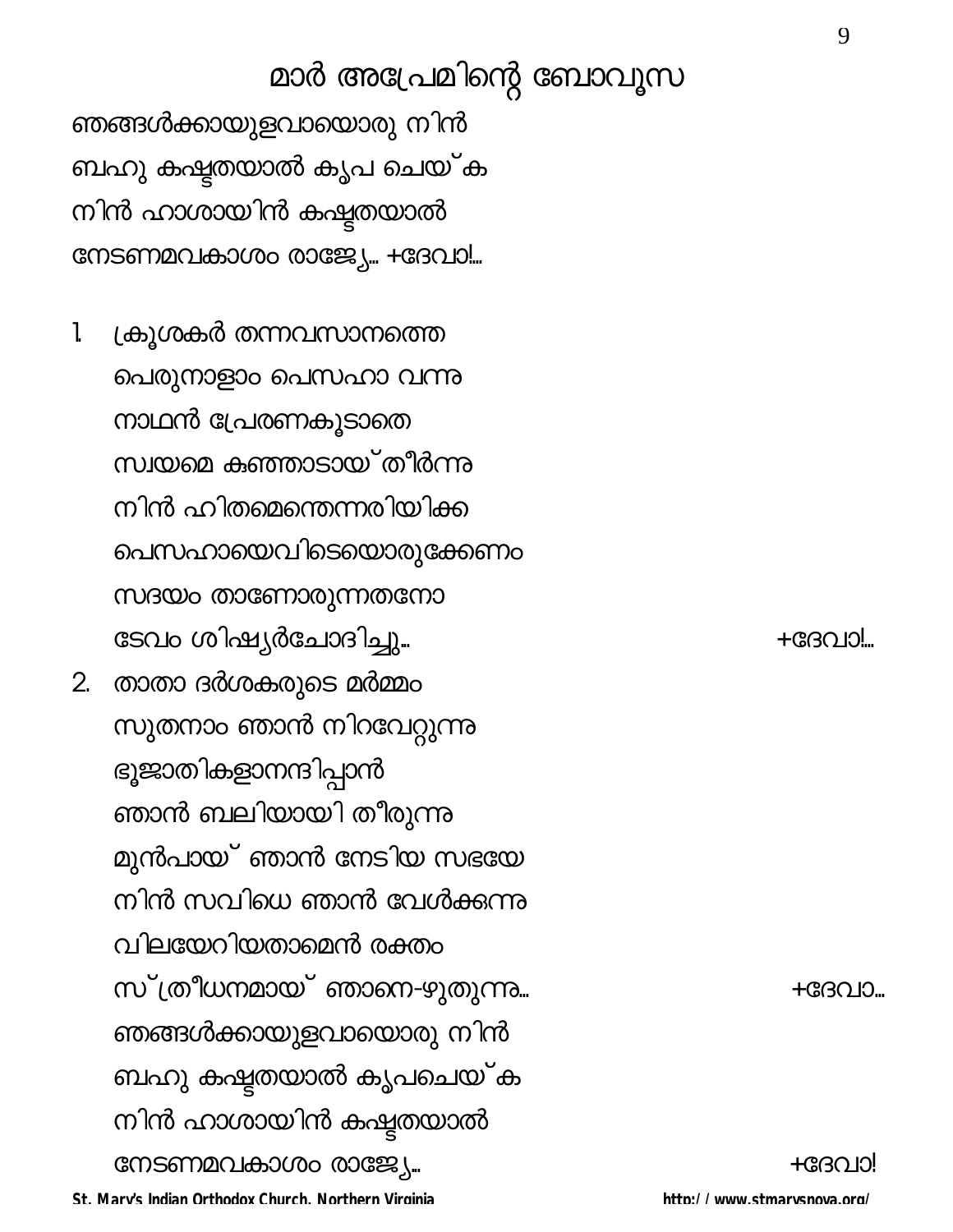# മാർ അപ്രേമിന്റെ ബോവൂസ

ഞങ്ങൾക്കായുളവായൊരു നിൻ
ബഹു കഷ്ടതയാൽ കൃപ ചെയ്ക
നിൻ ഹാശായിൻ കഷ്ടതയാൽ
നേടണമവകാശം രാജ്യേ... +ദേവാ!...

1. ക്രൂശകർ തന്നവസാനത്തെ
   പെരുനാളാം പെസഹാ വന്നു
   നാഥൻ പ്രേരണകൂടാതെ
   സ്വയമെ കുഞ്ഞാടായ്തീർന്നു
   നിൻ ഹിതമെന്തെന്നറിയിക്ക
   പെസഹായെവിടെയൊരുക്കേണം
   സദയം താണോരുന്നതനോ
   ടേവം ശിഷ്യർചോദിച്ചു... +ദേവാ!...

2. താതാ ദർശകരുടെ മർമ്മം
   സുതനാം ഞാൻ നിറവേറ്റുന്നു
   ഭൂജാതികളാനന്ദിപ്പാൻ
   ഞാൻ ബലിയായി തീരുന്നു
   മുൻപായ് ഞാൻ നേടിയ സഭയേ
   നിൻ സവിധെ ഞാൻ വേൾക്കുന്നു
   വിലയേറിയതാമെൻ രക്തം
   സ്ത്രീധനമായ് ഞാനെ-ഴുതുന്നു... +ദേവാ...
   ഞങ്ങൾക്കായുളവായൊരു നിൻ
   ബഹു കഷ്ടതയാൽ കൃപചെയ്ക
   നിൻ ഹാശായിൻ കഷ്ടതയാൽ
   നേടണമവകാശം രാജ്യേ... +ദേവാ!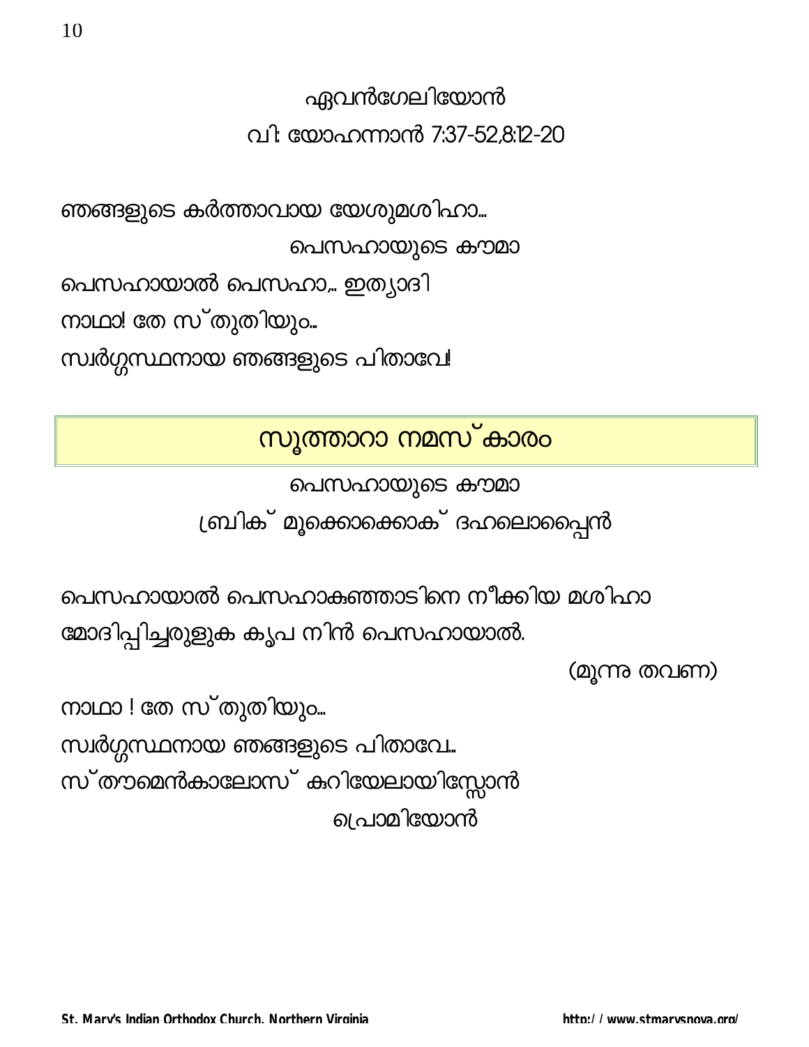ഏവൻഗേലിയോൻ

വി: യോഹന്നാൻ 7:37-52,8:12-20

ഞങ്ങളുടെ കർത്താവായ യേശുമശിഹാ...

പെസഹായുടെ കൗമാ

പെസഹായാൽ പെസഹാ,.. ഇത്യാദി

നാഥാ! തേ സ്തുതിയും...

സ്വർഗ്ഗസ്ഥനായ ഞങ്ങളുടെ പിതാവേ!

## സൂത്താറാ നമസ്കാരം

പെസഹായുടെ കൗമാ

ബ്രിക് മൂക്കൊക്കൊക് ദഹലൊപ്പെൻ

പെസഹായാൽ പെസഹാകുഞ്ഞാടിനെ നീക്കിയ മശിഹാ

മോദിപ്പിച്ചരുളുക കൃപ നിൻ പെസഹായാൽ.

(മൂന്നു തവണ)

നാഥാ ! തേ സ്തുതിയും...

സ്വർഗ്ഗസ്ഥനായ ഞങ്ങളുടെ പിതാവേ...

സ്തൗമെൻകാലോസ് കുറിയേലായിസ്സോൻ

പ്രൊമിയോൻ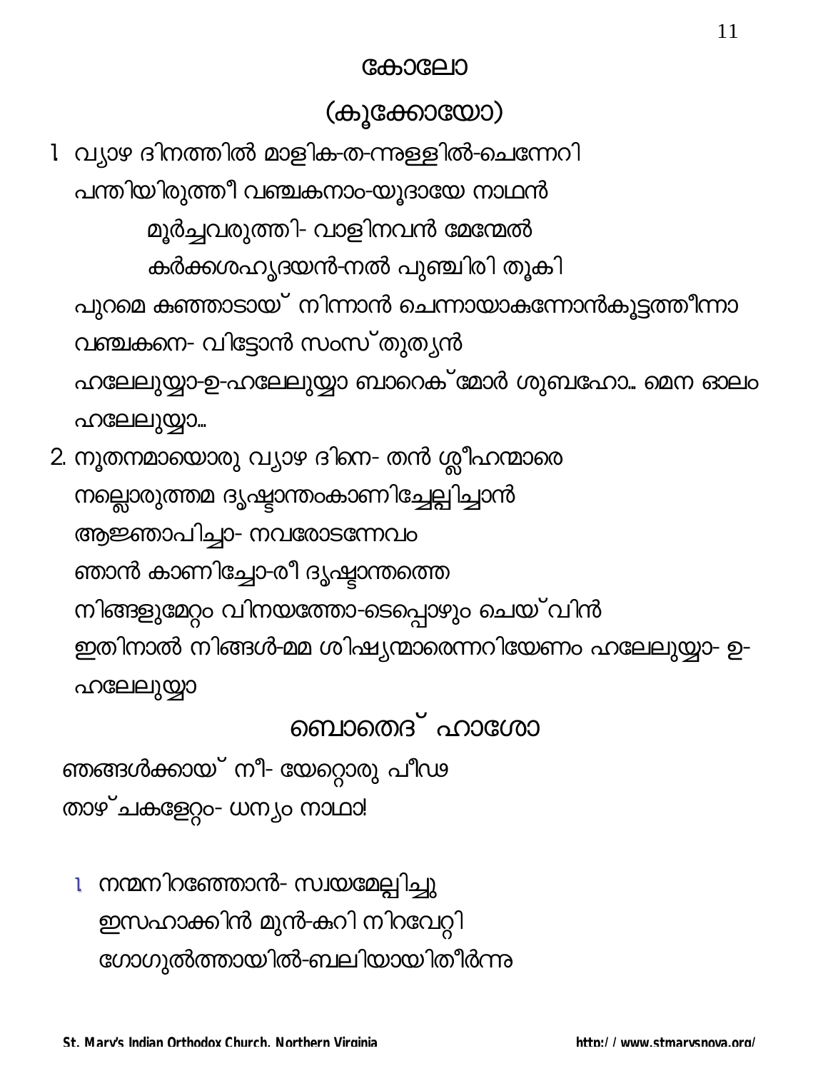## കോലോ

## (കൂക്കോയോ)

1. വ്യാഴ ദിനത്തിൽ മാളിക-ത-ന്നുള്ളിൽ-ചെന്നേറി
   പന്തിയിരുത്തീ വഞ്ചകനാം-യൂദായേ നാഥൻ
   മൂർച്ചവരുത്തി- വാളിനവൻ മേന്മേൽ
   കർക്കശഹൃദയൻ-നൽ പുഞ്ചിരി തൂകി
   പുറമെ കുഞ്ഞാടായ് നിന്നാൻ ചെന്നായാകുന്നോൻകൂട്ടത്തീന്നാ
   വഞ്ചകനെ- വിട്ടോൻ സംസ്തുത്യൻ
   ഹലേലുയ്യാ-ഉ-ഹലേലുയ്യാ ബാറെക്മോർ ശുബഹോ.. മെന ഓലം
   ഹലേലുയ്യാ...
2. നൂതനമായൊരു വ്യാഴ ദിനെ- തൻ ശ്ലീഹന്മാരെ
   നല്ലൊരുത്തമ ദൃഷ്ടാന്തംകാണിച്ചേല്പിച്ചാൻ
   ആജ്ഞാപിച്ചാ- നവരോടന്നേവം
   ഞാൻ കാണിച്ചോ-രീ ദൃഷ്ടാന്തത്തെ
   നിങ്ങളുമേറ്റം വിനയത്തോ-ടെപ്പൊഴും ചെയ്വിൻ
   ഇതിനാൽ നിങ്ങൾ-മമ ശിഷ്യന്മാരെന്നറിയേണം ഹലേലുയ്യാ- ഉ-
   ഹലേലുയ്യാ

## ബൊതെദ് ഹാശോ

ഞങ്ങൾക്കായ് നീ- യേറ്റൊരു പീഢ
താഴ്ചകളേറ്റം- ധന്യം നാഥാ!

1. നന്മനിറഞ്ഞോൻ- സ്വയമേല്പിച്ചു
   ഇസഹാക്കിൻ മുൻ-കുറി നിറവേറ്റി
   ഗോഗുൽത്തായിൽ-ബലിയായിതീർന്നു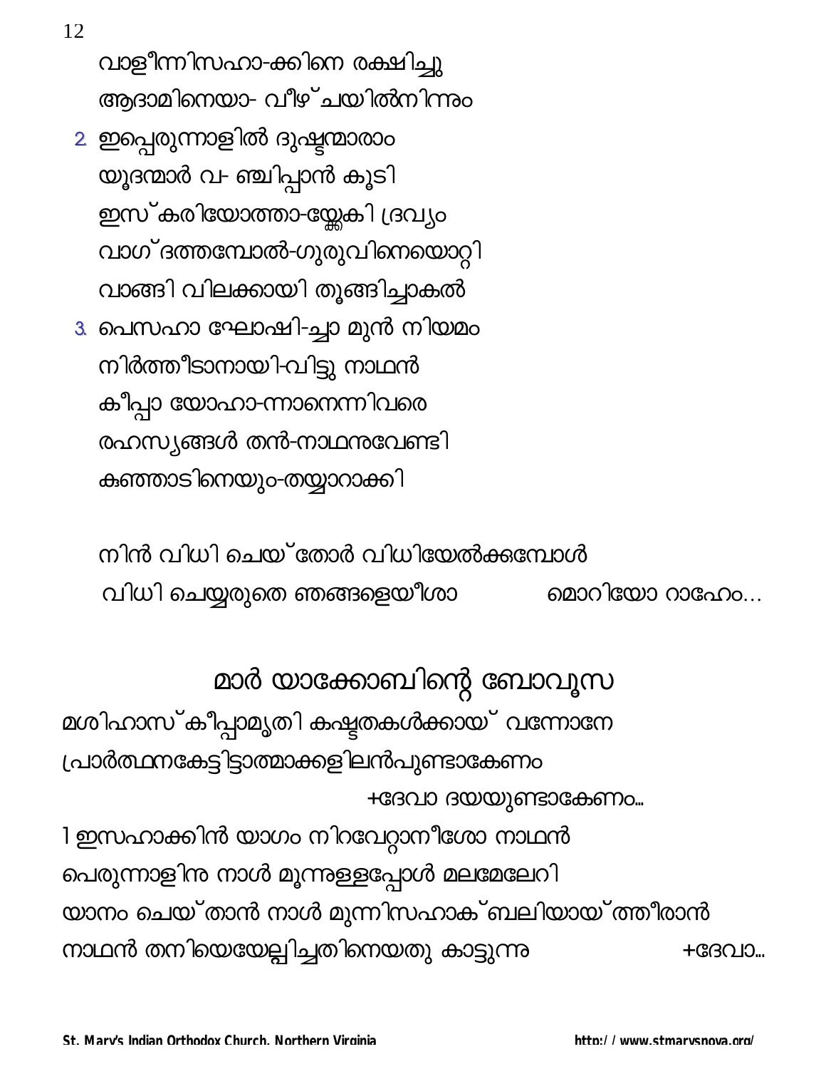വാളീന്നിസഹാ-ക്കിനെ രക്ഷിച്ചു
ആദാമിനെയാ- വീഴ്ചയിൽനിന്നും

2. ഇപ്പെരുന്നാളിൽ ദുഷ്ടന്മാരാം
യൂദന്മാർ വ- ഞ്ചിപ്പാൻ കൂടി
ഇസ്കരിയോത്താ-യ്ക്കേകി ദ്രവ്യം
വാഗ്ദത്തമ്പോൽ-ഗുരുവിനെയൊറ്റി
വാങ്ങി വിലക്കായി തൂങ്ങിച്ചാകൽ

3. പെസഹാ ഘോഷി-ച്ചാ മുൻ നിയമം
നിർത്തീടാനായി-വിട്ടു നാഥൻ
കീപ്പാ യോഹാ-ന്നാനെന്നിവരെ
രഹസ്യങ്ങൾ തൻ-നാഥനുവേണ്ടി
കുഞ്ഞാടിനെയും-തയ്യാറാക്കി

നിൻ വിധി ചെയ്തോർ വിധിയേൽക്കുമ്പോൾ
വിധി ചെയ്യരുതെ ഞങ്ങളെയീശാ മൊറിയോ റാഹേം...

## മാർ യാക്കോബിന്റെ ബോവൂസ

മശിഹാസ്കീപ്പാമൃതി കഷ്ടതകൾക്കായ് വന്നോനേ
പ്രാർത്ഥനകേട്ടിട്ടാത്മാക്കളിലൻപുണ്ടാകേണം
+ദേവാ ദയയുണ്ടാകേണം...

1 ഇസഹാക്കിൻ യാഗം നിറവേറ്റാനീശോ നാഥൻ
പെരുന്നാളിനു നാൾ മൂന്നുള്ളപ്പോൾ മലമേലേറി
യാനം ചെയ്താൻ നാൾ മുന്നിസഹാക്ബലിയായ്ത്തീരാൻ
നാഥൻ തനിയെയേല്പിച്ചതിനെയതു കാട്ടുന്നു +ദേവാ...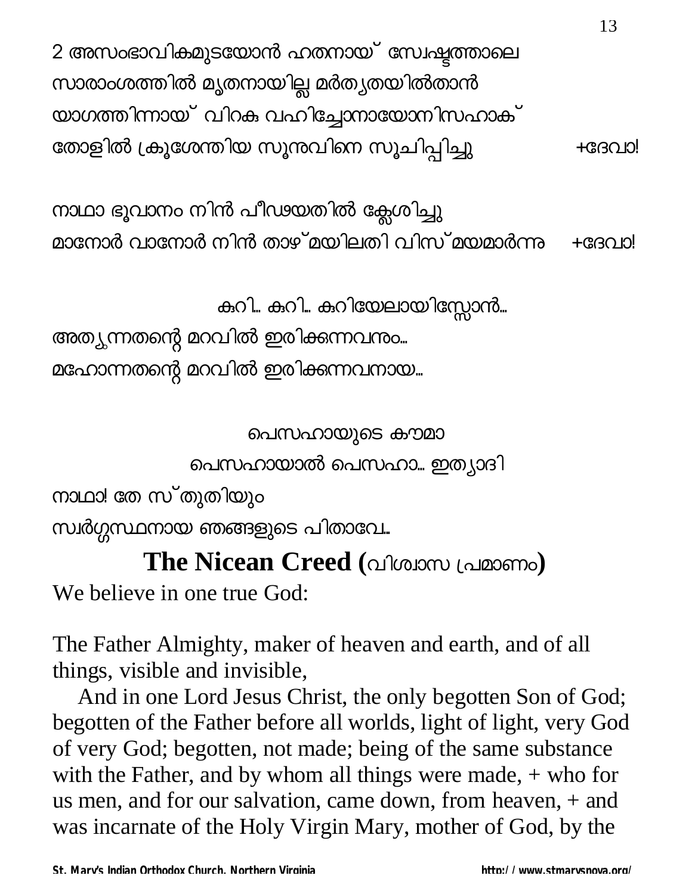2 അസംഭാവികമുടയോൻ ഹതനായ് സ്വേഷ്ടത്താലെ
സാരാംശത്തിൽ മൃതനായില്ല മർത്യതയിൽതാൻ
യാഗത്തിന്നായ് വിറകു വഹിച്ചോനായോനിസഹാക്
തോളിൽ ക്രൂശേന്തിയ സൂനുവിനെ സൂചിപ്പിച്ചു +ദേവാ!

നാഥാ ഭൂവാനം നിൻ പീഡയതിൽ ക്ലേശിച്ചു
മാനോർ വാനോർ നിൻ താഴ്മയിലതി വിസ്മയമാർന്നു +ദേവാ!

കുറി... കുറി... കുറിയേലായിസ്സോൻ...

അത്യുന്നതന്റെ മറവിൽ ഇരിക്കുന്നവനും...
മഹോന്നതന്റെ മറവിൽ ഇരിക്കുന്നവനായ...

പെസഹായുടെ കൗമാ

പെസഹായാൽ പെസഹാ... ഇത്യാദി

നാഥാ! തേ സ്തുതിയും
സ്വർഗ്ഗസ്ഥനായ ഞങ്ങളുടെ പിതാവേ...

## The Nicean Creed (വിശ്വാസ പ്രമാണം)

We believe in one true God:

The Father Almighty, maker of heaven and earth, and of all things, visible and invisible,

And in one Lord Jesus Christ, the only begotten Son of God; begotten of the Father before all worlds, light of light, very God of very God; begotten, not made; being of the same substance with the Father, and by whom all things were made, + who for us men, and for our salvation, came down, from heaven, + and was incarnate of the Holy Virgin Mary, mother of God, by the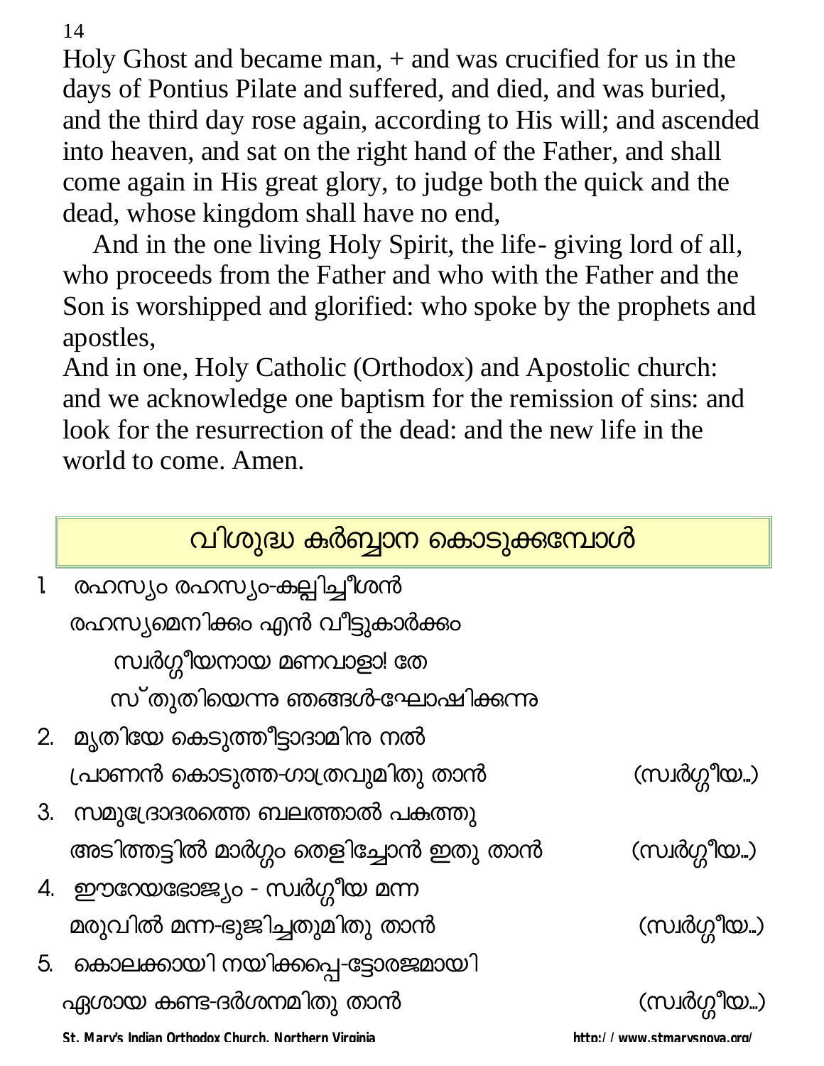Holy Ghost and became man, + and was crucified for us in the days of Pontius Pilate and suffered, and died, and was buried, and the third day rose again, according to His will; and ascended into heaven, and sat on the right hand of the Father, and shall come again in His great glory, to judge both the quick and the dead, whose kingdom shall have no end,

And in the one living Holy Spirit, the life- giving lord of all, who proceeds from the Father and who with the Father and the Son is worshipped and glorified: who spoke by the prophets and apostles,

And in one, Holy Catholic (Orthodox) and Apostolic church: and we acknowledge one baptism for the remission of sins: and look for the resurrection of the dead: and the new life in the world to come. Amen.

## വിശുദ്ധ കുർബ്ബാന കൊടുക്കുമ്പോൾ

1. രഹസ്യം രഹസ്യം-കല്പിച്ചീശൻ
   രഹസ്യമെനിക്കും എൻ വീട്ടുകാർക്കും
   സ്വർഗ്ഗീയനായ മണവാളാ! തേ
   സ് തുതിയെന്നു ഞങ്ങൾ-ഘോഷിക്കുന്നു
2. മൃതിയേ കെടുത്തീട്ടാദാമിനു നൽ
   പ്രാണൻ കൊടുത്ത-ഗാത്രവുമിതു താൻ (സ്വർഗ്ഗീയ...)
3. സമുദ്രോദരത്തെ ബലത്താൽ പകുത്തു
   അടിത്തട്ടിൽ മാർഗ്ഗം തെളിച്ചോൻ ഇതു താൻ (സ്വർഗ്ഗീയ...)
4. ഈറേയഭോജ്യം - സ്വർഗ്ഗീയ മന്ന
   മരുവിൽ മന്ന-ഭുജിച്ചതുമിതു താൻ (സ്വർഗ്ഗീയ...)
5. കൊലക്കായി നയിക്കപ്പെ-ട്ടോരജമായി
   ഏശായ കണ്ട-ദർശനമിതു താൻ (സ്വർഗ്ഗീയ...)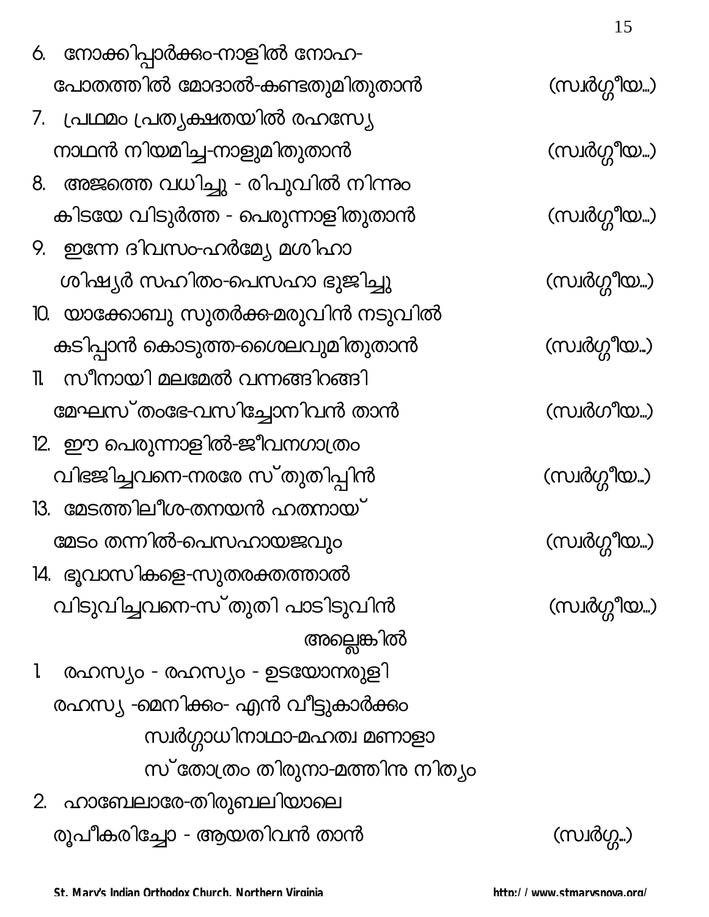6. നോക്കിപ്പാർക്കും-നാളിൽ നോഹ-
   പോതത്തിൽ മോദാൽ-കണ്ടതുമിതുതാൻ (സ്വർഗ്ഗീയ...)
7. പ്രഥമം പ്രത്യക്ഷതയിൽ രഹസ്യേ
   നാഥൻ നിയമിച്ച-നാളുമിതുതാൻ (സ്വർഗ്ഗീയ...)
8. അജത്തെ വധിച്ചു - രിപുവിൽ നിന്നും
   കിടയേ വിടുർത്ത - പെരുന്നാളിതുതാൻ (സ്വർഗ്ഗീയ...)
9. ഇന്നേ ദിവസം-ഹർമ്മ്യേ മശിഹാ
   ശിഷ്യർ സഹിതം-പെസഹാ ഭുജിച്ചു (സ്വർഗ്ഗീയ...)
10. യാക്കോബു സുതർക്ക-മരുവിൻ നടുവിൽ
    കുടിപ്പാൻ കൊടുത്ത-ശൈലവുമിതുതാൻ (സ്വർഗ്ഗീയ...)
11. സീനായി മലമേൽ വന്നങ്ങിറങ്ങി
    മേഘസ്തംഭേ-വസിച്ചോനിവൻ താൻ (സ്വർഗീയ...)
12. ഈ പെരുന്നാളിൽ-ജീവനഗാത്രം
    വിഭജിച്ചവനെ-നരരേ സ്തുതിപ്പിൻ (സ്വർഗ്ഗീയ...)
13. മേടത്തിലീശ-തനയൻ ഹതനായ്
    മേടം തന്നിൽ-പെസഹായജവും (സ്വർഗ്ഗീയ...)
14. ഭൂവാസികളെ-സുതരക്തത്താൽ
    വിടുവിച്ചവനെ-സ്തുതി പാടിടുവിൻ (സ്വർഗ്ഗീയ...)

അല്ലെങ്കിൽ

1. രഹസ്യം - രഹസ്യം - ഉടയോനരുളി
   രഹസ്യ -മെനിക്കും- എൻ വീട്ടുകാർക്കും
   സ്വർഗ്ഗാധിനാഥാ-മഹത്വ മണാളാ
   സ്തോത്രം തിരുനാ-മത്തിനു നിത്യം
2. ഹാബേലാരേ-തിരുബലിയാലെ
   രൂപീകരിച്ചോ - ആയതിവൻ താൻ (സ്വർഗ്ഗ...)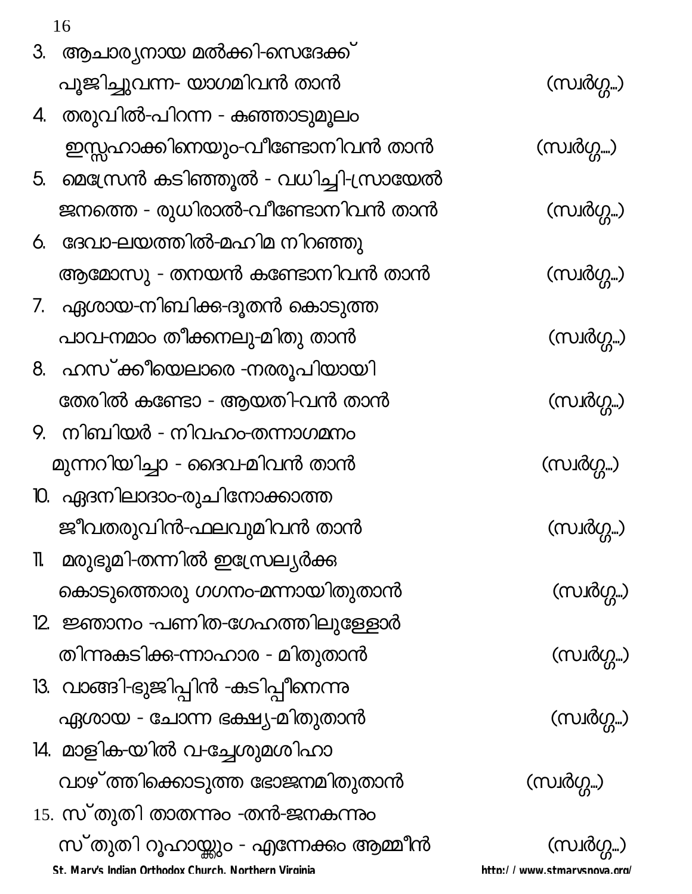3. ആചാര്യനായ മൽക്കി-സെദേക്ക്
   പൂജിച്ചുവന്ന- യാഗമിവൻ താൻ (സ്വർഗ്ഗ...)

4. തരുവിൽ-പിറന്ന - കുഞ്ഞാടുമൂലം
   ഇസ്സഹാക്കിനെയും-വീണ്ടോനിവൻ താൻ (സ്വർഗ്ഗ....)

5. മെസ്രേൻ കടിഞ്ഞൂൽ - വധിച്ചി-സ്രായേൽ
   ജനത്തെ - രുധിരാൽ-വീണ്ടോനിവൻ താൻ (സ്വർഗ്ഗ...)

6. ദേവാ-ലയത്തിൽ-മഹിമ നിറഞ്ഞു
   ആമോസു - തനയൻ കണ്ടോനിവൻ താൻ (സ്വർഗ്ഗ...)

7. ഏശായ-നിബിക്കു-ദൂതൻ കൊടുത്ത
   പാവ-നമാം തീക്കനലു-മിതു താൻ (സ്വർഗ്ഗ...)

8. ഹസ്ക്കീയെലാരെ -നരരൂപിയായി
   തേരിൽ കണ്ടോ - ആയതി-വൻ താൻ (സ്വർഗ്ഗ...)

9. നിബിയർ - നിവഹം-തന്നാഗമനം
   മുന്നറിയിച്ചാ - ദൈവ-മിവൻ താൻ (സ്വർഗ്ഗ...)

10. ഏദനിലാദാം-രുചിനോക്കാത്ത
    ജീവതരുവിൻ-ഫലവുമിവൻ താൻ (സ്വർഗ്ഗ...)

11. മരുഭൂമി-തന്നിൽ ഇസ്രേല്യർക്കു
    കൊടുത്തൊരു ഗഗനം-മന്നായിതുതാൻ (സ്വർഗ്ഗ...)

12. ജ്ഞാനം -പണിത-ഗേഹത്തിലുള്ളോർ
    തിന്നുകടിക്ക-ന്നാഹാര - മിതുതാൻ (സ്വർഗ്ഗ...)

13. വാങ്ങി-ഭുജിപ്പിൻ -കുടിപ്പീനെന്നു
    ഏശായ - ചോന്ന ഭക്ഷ്യ-മിതുതാൻ (സ്വർഗ്ഗ...)

14. മാളിക-യിൽ വ-ച്ചേശുമശിഹാ
    വാഴ്ത്തിക്കൊടുത്ത ഭോജനമിതുതാൻ (സ്വർഗ്ഗ...)

15. സ്തുതി താതന്നും -തൻ-ജനകന്നും
    സ്തുതി റൂഹായ്ക്കും - എന്നേക്കും ആമ്മീൻ (സ്വർഗ്ഗ...)

St. Mary's Indian Orthodox Church, Northern Virginia http://www.stmarysnova.org/